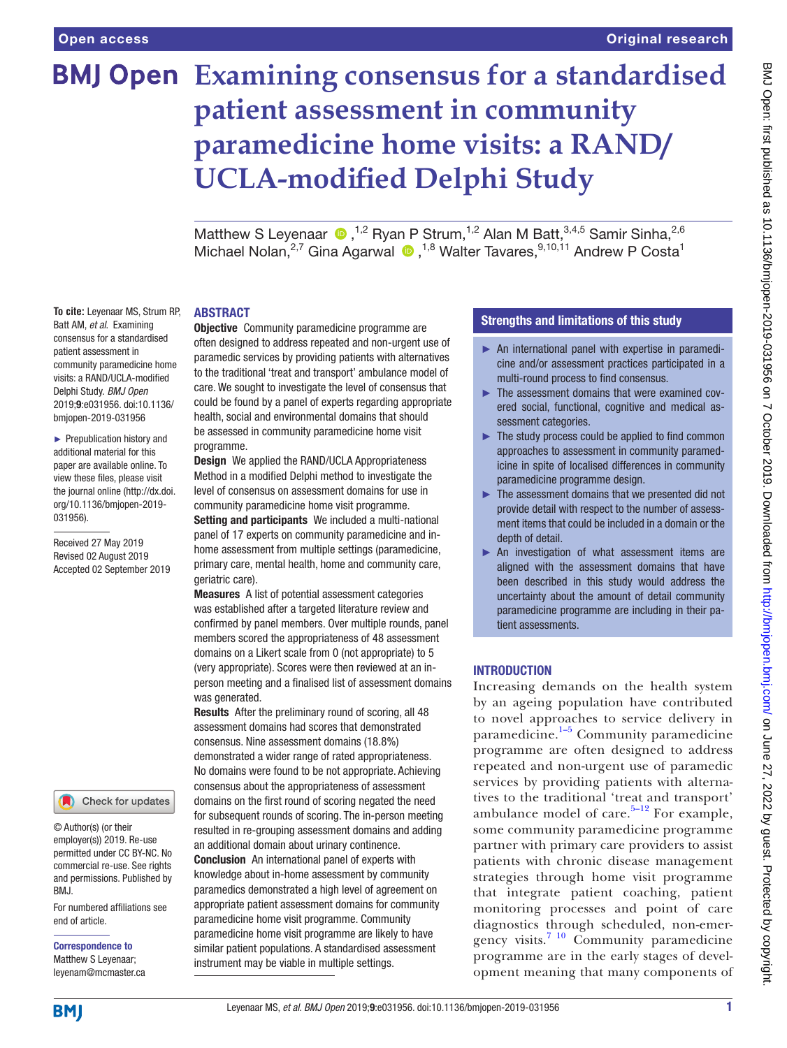Open access

Original research

# Examining consensus for a standardised patient assessment in community paramedicine home visits: a RAND/UCLA-modified Delphi Study

Matthew S Leyenaar,[1,2] Ryan P Strum,[1,2] Alan M Batt,[3,4,5] Samir Sinha,[2,6] Michael Nolan,[2,7] Gina Agarwal,[1,8] Walter Tavares,[9,10,11] Andrew P Costa[1]

**To cite:** Leyenaar MS, Strum RP, Batt AM, *et al*. Examining consensus for a standardised patient assessment in community paramedicine home visits: a RAND/UCLA-modified Delphi Study. *BMJ Open* 2019;**9**:e031956. doi:10.1136/bmjopen-2019-031956

► Prepublication history and additional material for this paper are available online. To view these files, please visit the journal online (http://dx.doi.org/10.1136/bmjopen-2019-031956).

Received 27 May 2019
Revised 02 August 2019
Accepted 02 September 2019

© Author(s) (or their employer(s)) 2019. Re-use permitted under CC BY-NC. No commercial re-use. See rights and permissions. Published by BMJ.

For numbered affiliations see end of article.

**Correspondence to**
Matthew S Leyenaar;
leyenam@mcmaster.ca

## ABSTRACT

**Objective** Community paramedicine programme are often designed to address repeated and non-urgent use of paramedic services by providing patients with alternatives to the traditional 'treat and transport' ambulance model of care. We sought to investigate the level of consensus that could be found by a panel of experts regarding appropriate health, social and environmental domains that should be assessed in community paramedicine home visit programme.

**Design** We applied the RAND/UCLA Appropriateness Method in a modified Delphi method to investigate the level of consensus on assessment domains for use in community paramedicine home visit programme.

**Setting and participants** We included a multi-national panel of 17 experts on community paramedicine and in-home assessment from multiple settings (paramedicine, primary care, mental health, home and community care, geriatric care).

**Measures** A list of potential assessment categories was established after a targeted literature review and confirmed by panel members. Over multiple rounds, panel members scored the appropriateness of 48 assessment domains on a Likert scale from 0 (not appropriate) to 5 (very appropriate). Scores were then reviewed at an in-person meeting and a finalised list of assessment domains was generated.

**Results** After the preliminary round of scoring, all 48 assessment domains had scores that demonstrated consensus. Nine assessment domains (18.8%) demonstrated a wider range of rated appropriateness. No domains were found to be not appropriate. Achieving consensus about the appropriateness of assessment domains on the first round of scoring negated the need for subsequent rounds of scoring. The in-person meeting resulted in re-grouping assessment domains and adding an additional domain about urinary continence.

**Conclusion** An international panel of experts with knowledge about in-home assessment by community paramedics demonstrated a high level of agreement on appropriate patient assessment domains for community paramedicine home visit programme. Community paramedicine home visit programme are likely to have similar patient populations. A standardised assessment instrument may be viable in multiple settings.

## Strengths and limitations of this study

- ► An international panel with expertise in paramedicine and/or assessment practices participated in a multi-round process to find consensus.
- ► The assessment domains that were examined covered social, functional, cognitive and medical assessment categories.
- ► The study process could be applied to find common approaches to assessment in community paramedicine in spite of localised differences in community paramedicine programme design.
- ► The assessment domains that we presented did not provide detail with respect to the number of assessment items that could be included in a domain or the depth of detail.
- ► An investigation of what assessment items are aligned with the assessment domains that have been described in this study would address the uncertainty about the amount of detail community paramedicine programme are including in their patient assessments.

## INTRODUCTION

Increasing demands on the health system by an ageing population have contributed to novel approaches to service delivery in paramedicine.[1–5] Community paramedicine programme are often designed to address repeated and non-urgent use of paramedic services by providing patients with alternatives to the traditional 'treat and transport' ambulance model of care.[5–12] For example, some community paramedicine programme partner with primary care providers to assist patients with chronic disease management strategies through home visit programme that integrate patient coaching, patient monitoring processes and point of care diagnostics through scheduled, non-emergency visits.[7 10] Community paramedicine programme are in the early stages of development meaning that many components of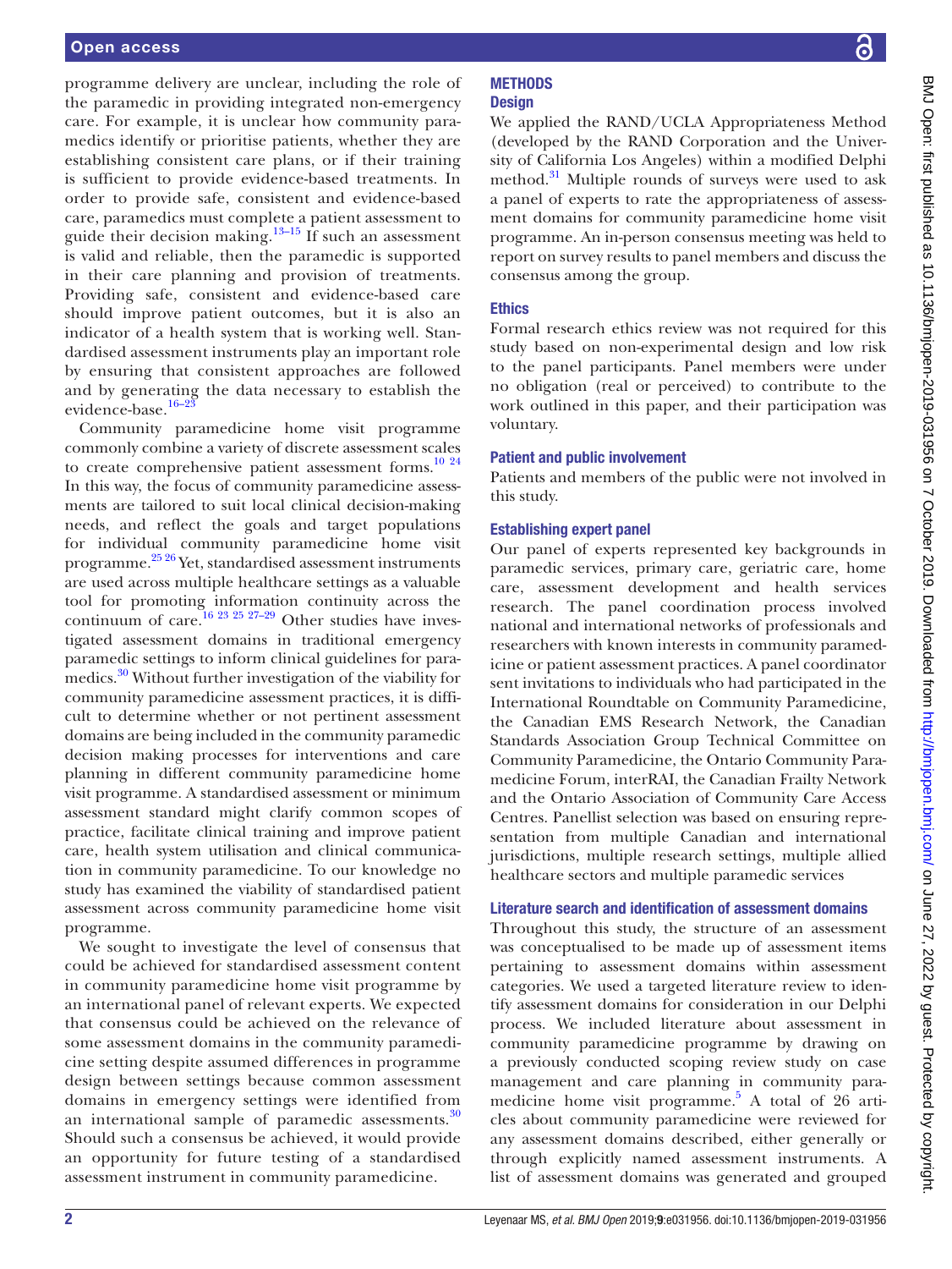programme delivery are unclear, including the role of the paramedic in providing integrated non-emergency care. For example, it is unclear how community paramedics identify or prioritise patients, whether they are establishing consistent care plans, or if their training is sufficient to provide evidence-based treatments. In order to provide safe, consistent and evidence-based care, paramedics must complete a patient assessment to guide their decision making.[13–15] If such an assessment is valid and reliable, then the paramedic is supported in their care planning and provision of treatments. Providing safe, consistent and evidence-based care should improve patient outcomes, but it is also an indicator of a health system that is working well. Standardised assessment instruments play an important role by ensuring that consistent approaches are followed and by generating the data necessary to establish the evidence-base.[16–23]

Community paramedicine home visit programme commonly combine a variety of discrete assessment scales to create comprehensive patient assessment forms.[10 24] In this way, the focus of community paramedicine assessments are tailored to suit local clinical decision-making needs, and reflect the goals and target populations for individual community paramedicine home visit programme.[25 26] Yet, standardised assessment instruments are used across multiple healthcare settings as a valuable tool for promoting information continuity across the continuum of care.[16 23 25 27–29] Other studies have investigated assessment domains in traditional emergency paramedic settings to inform clinical guidelines for paramedics.[30] Without further investigation of the viability for community paramedicine assessment practices, it is difficult to determine whether or not pertinent assessment domains are being included in the community paramedic decision making processes for interventions and care planning in different community paramedicine home visit programme. A standardised assessment or minimum assessment standard might clarify common scopes of practice, facilitate clinical training and improve patient care, health system utilisation and clinical communication in community paramedicine. To our knowledge no study has examined the viability of standardised patient assessment across community paramedicine home visit programme.

We sought to investigate the level of consensus that could be achieved for standardised assessment content in community paramedicine home visit programme by an international panel of relevant experts. We expected that consensus could be achieved on the relevance of some assessment domains in the community paramedicine setting despite assumed differences in programme design between settings because common assessment domains in emergency settings were identified from an international sample of paramedic assessments.[30] Should such a consensus be achieved, it would provide an opportunity for future testing of a standardised assessment instrument in community paramedicine.

## METHODS

### Design

We applied the RAND/UCLA Appropriateness Method (developed by the RAND Corporation and the University of California Los Angeles) within a modified Delphi method.[31] Multiple rounds of surveys were used to ask a panel of experts to rate the appropriateness of assessment domains for community paramedicine home visit programme. An in-person consensus meeting was held to report on survey results to panel members and discuss the consensus among the group.

### Ethics

Formal research ethics review was not required for this study based on non-experimental design and low risk to the panel participants. Panel members were under no obligation (real or perceived) to contribute to the work outlined in this paper, and their participation was voluntary.

### Patient and public involvement

Patients and members of the public were not involved in this study.

### Establishing expert panel

Our panel of experts represented key backgrounds in paramedic services, primary care, geriatric care, home care, assessment development and health services research. The panel coordination process involved national and international networks of professionals and researchers with known interests in community paramedicine or patient assessment practices. A panel coordinator sent invitations to individuals who had participated in the International Roundtable on Community Paramedicine, the Canadian EMS Research Network, the Canadian Standards Association Group Technical Committee on Community Paramedicine, the Ontario Community Paramedicine Forum, interRAI, the Canadian Frailty Network and the Ontario Association of Community Care Access Centres. Panellist selection was based on ensuring representation from multiple Canadian and international jurisdictions, multiple research settings, multiple allied healthcare sectors and multiple paramedic services

### Literature search and identification of assessment domains

Throughout this study, the structure of an assessment was conceptualised to be made up of assessment items pertaining to assessment domains within assessment categories. We used a targeted literature review to identify assessment domains for consideration in our Delphi process. We included literature about assessment in community paramedicine programme by drawing on a previously conducted scoping review study on case management and care planning in community paramedicine home visit programme.[5] A total of 26 articles about community paramedicine were reviewed for any assessment domains described, either generally or through explicitly named assessment instruments. A list of assessment domains was generated and grouped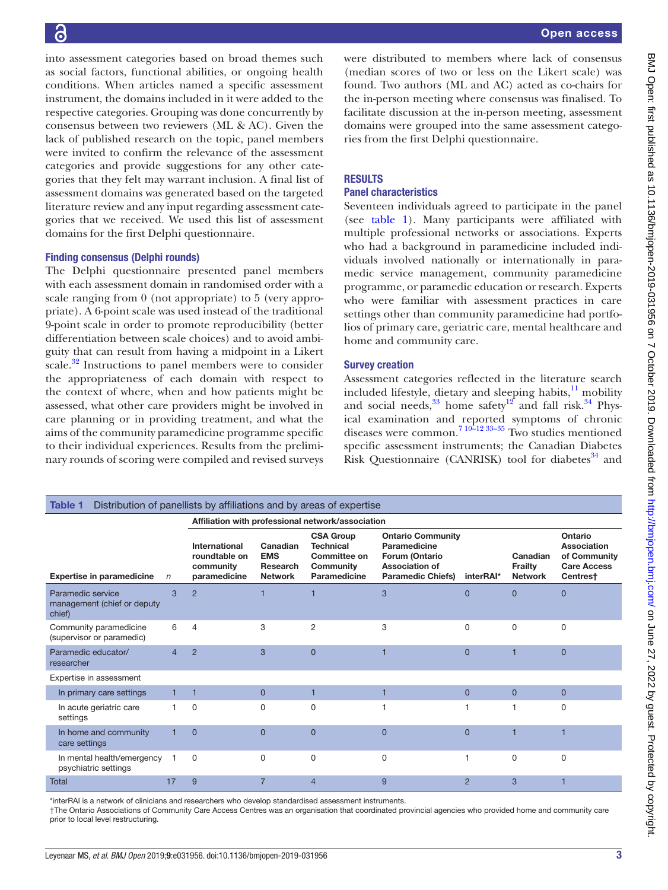into assessment categories based on broad themes such as social factors, functional abilities, or ongoing health conditions. When articles named a specific assessment instrument, the domains included in it were added to the respective categories. Grouping was done concurrently by consensus between two reviewers (ML & AC). Given the lack of published research on the topic, panel members were invited to confirm the relevance of the assessment categories and provide suggestions for any other categories that they felt may warrant inclusion. A final list of assessment domains was generated based on the targeted literature review and any input regarding assessment categories that we received. We used this list of assessment domains for the first Delphi questionnaire.

### Finding consensus (Delphi rounds)

The Delphi questionnaire presented panel members with each assessment domain in randomised order with a scale ranging from 0 (not appropriate) to 5 (very appropriate). A 6-point scale was used instead of the traditional 9-point scale in order to promote reproducibility (better differentiation between scale choices) and to avoid ambiguity that can result from having a midpoint in a Likert scale.[32] Instructions to panel members were to consider the appropriateness of each domain with respect to the context of where, when and how patients might be assessed, what other care providers might be involved in care planning or in providing treatment, and what the aims of the community paramedicine programme specific to their individual experiences. Results from the preliminary rounds of scoring were compiled and revised surveys were distributed to members where lack of consensus (median scores of two or less on the Likert scale) was found. Two authors (ML and AC) acted as co-chairs for the in-person meeting where consensus was finalised. To facilitate discussion at the in-person meeting, assessment domains were grouped into the same assessment categories from the first Delphi questionnaire.

## RESULTS

### Panel characteristics

Seventeen individuals agreed to participate in the panel (see table 1). Many participants were affiliated with multiple professional networks or associations. Experts who had a background in paramedicine included individuals involved nationally or internationally in paramedic service management, community paramedicine programme, or paramedic education or research. Experts who were familiar with assessment practices in care settings other than community paramedicine had portfolios of primary care, geriatric care, mental healthcare and home and community care.

### Survey creation

Assessment categories reflected in the literature search included lifestyle, dietary and sleeping habits,[11] mobility and social needs,[33] home safety[12] and fall risk.[34] Physical examination and reported symptoms of chronic diseases were common.[7 10–12 33–35] Two studies mentioned specific assessment instruments; the Canadian Diabetes Risk Questionnaire (CANRISK) tool for diabetes[34] and

**Table 1** Distribution of panellists by affiliations and by areas of expertise

| | | Affiliation with professional network/association | | | | | | |
|---|---|---|---|---|---|---|---|---|
| **Expertise in paramedicine** | ***n*** | **International roundtable on community paramedicine** | **Canadian EMS Research Network** | **CSA Group Technical Committee on Community Paramedicine** | **Ontario Community Paramedicine Forum (Ontario Association of Paramedic Chiefs)** | **interRAI*** | **Canadian Frailty Network** | **Ontario Association of Community Care Access Centres†** |
| Paramedic service management (chief or deputy chief) | 3 | 2 | 1 | 1 | 3 | 0 | 0 | 0 |
| Community paramedicine (supervisor or paramedic) | 6 | 4 | 3 | 2 | 3 | 0 | 0 | 0 |
| Paramedic educator/researcher | 4 | 2 | 3 | 0 | 1 | 0 | 1 | 0 |
| Expertise in assessment | | | | | | | | |
| In primary care settings | 1 | 1 | 0 | 1 | 1 | 0 | 0 | 0 |
| In acute geriatric care settings | 1 | 0 | 0 | 0 | 1 | 1 | 1 | 0 |
| In home and community care settings | 1 | 0 | 0 | 0 | 0 | 0 | 1 | 1 |
| In mental health/emergency psychiatric settings | 1 | 0 | 0 | 0 | 0 | 1 | 0 | 0 |
| Total | 17 | 9 | 7 | 4 | 9 | 2 | 3 | 1 |

*interRAI is a network of clinicians and researchers who develop standardised assessment instruments.
†The Ontario Associations of Community Care Access Centres was an organisation that coordinated provincial agencies who provided home and community care prior to local level restructuring.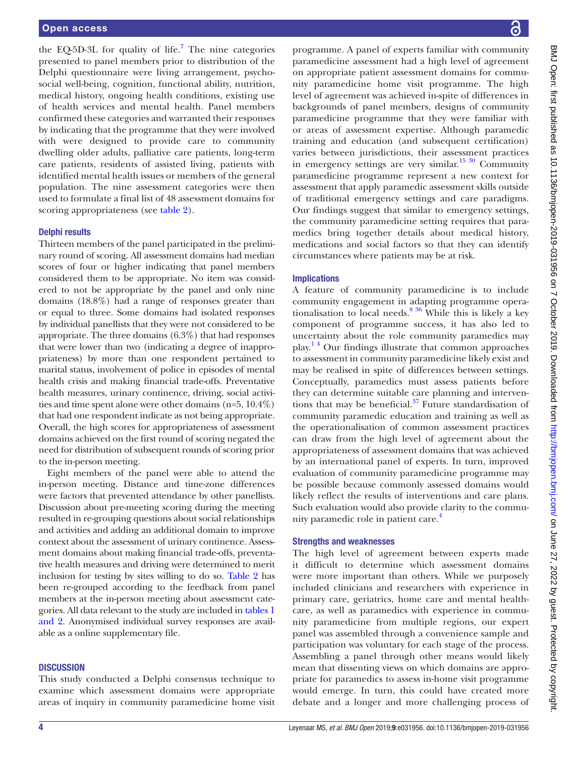the EQ-5D-3L for quality of life.[7] The nine categories presented to panel members prior to distribution of the Delphi questionnaire were living arrangement, psychosocial well-being, cognition, functional ability, nutrition, medical history, ongoing health conditions, existing use of health services and mental health. Panel members confirmed these categories and warranted their responses by indicating that the programme that they were involved with were designed to provide care to community dwelling older adults, palliative care patients, long-term care patients, residents of assisted living, patients with identified mental health issues or members of the general population. The nine assessment categories were then used to formulate a final list of 48 assessment domains for scoring appropriateness (see table 2).

### Delphi results

Thirteen members of the panel participated in the preliminary round of scoring. All assessment domains had median scores of four or higher indicating that panel members considered them to be appropriate. No item was considered to not be appropriate by the panel and only nine domains (18.8%) had a range of responses greater than or equal to three. Some domains had isolated responses by individual panellists that they were not considered to be appropriate. The three domains (6.3%) that had responses that were lower than two (indicating a degree of inappropriateness) by more than one respondent pertained to marital status, involvement of police in episodes of mental health crisis and making financial trade-offs. Preventative health measures, urinary continence, driving, social activities and time spent alone were other domains (n=5, 10.4%) that had one respondent indicate as not being appropriate. Overall, the high scores for appropriateness of assessment domains achieved on the first round of scoring negated the need for distribution of subsequent rounds of scoring prior to the in-person meeting.

Eight members of the panel were able to attend the in-person meeting. Distance and time-zone differences were factors that prevented attendance by other panellists. Discussion about pre-meeting scoring during the meeting resulted in re-grouping questions about social relationships and activities and adding an additional domain to improve context about the assessment of urinary continence. Assessment domains about making financial trade-offs, preventative health measures and driving were determined to merit inclusion for testing by sites willing to do so. Table 2 has been re-grouped according to the feedback from panel members at the in-person meeting about assessment categories. All data relevant to the study are included in tables 1 and 2. Anonymised individual survey responses are available as a online supplementary file.

## DISCUSSION

This study conducted a Delphi consensus technique to examine which assessment domains were appropriate areas of inquiry in community paramedicine home visit programme. A panel of experts familiar with community paramedicine assessment had a high level of agreement on appropriate patient assessment domains for community paramedicine home visit programme. The high level of agreement was achieved in-spite of differences in backgrounds of panel members, designs of community paramedicine programme that they were familiar with or areas of assessment expertise. Although paramedic training and education (and subsequent certification) varies between jurisdictions, their assessment practices in emergency settings are very similar.[15,30] Community paramedicine programme represent a new context for assessment that apply paramedic assessment skills outside of traditional emergency settings and care paradigms. Our findings suggest that similar to emergency settings, the community paramedicine setting requires that paramedics bring together details about medical history, medications and social factors so that they can identify circumstances where patients may be at risk.

### Implications

A feature of community paramedicine is to include community engagement in adapting programme operationalisation to local needs.[8,36] While this is likely a key component of programme success, it has also led to uncertainty about the role community paramedics may play.[1,4] Our findings illustrate that common approaches to assessment in community paramedicine likely exist and may be realised in spite of differences between settings. Conceptually, paramedics must assess patients before they can determine suitable care planning and interventions that may be beneficial.[37] Future standardisation of community paramedic education and training as well as the operationalisation of common assessment practices can draw from the high level of agreement about the appropriateness of assessment domains that was achieved by an international panel of experts. In turn, improved evaluation of community paramedicine programme may be possible because commonly assessed domains would likely reflect the results of interventions and care plans. Such evaluation would also provide clarity to the community paramedic role in patient care.[4]

### Strengths and weaknesses

The high level of agreement between experts made it difficult to determine which assessment domains were more important than others. While we purposely included clinicians and researchers with experience in primary care, geriatrics, home care and mental healthcare, as well as paramedics with experience in community paramedicine from multiple regions, our expert panel was assembled through a convenience sample and participation was voluntary for each stage of the process. Assembling a panel through other means would likely mean that dissenting views on which domains are appropriate for paramedics to assess in-home visit programme would emerge. In turn, this could have created more debate and a longer and more challenging process of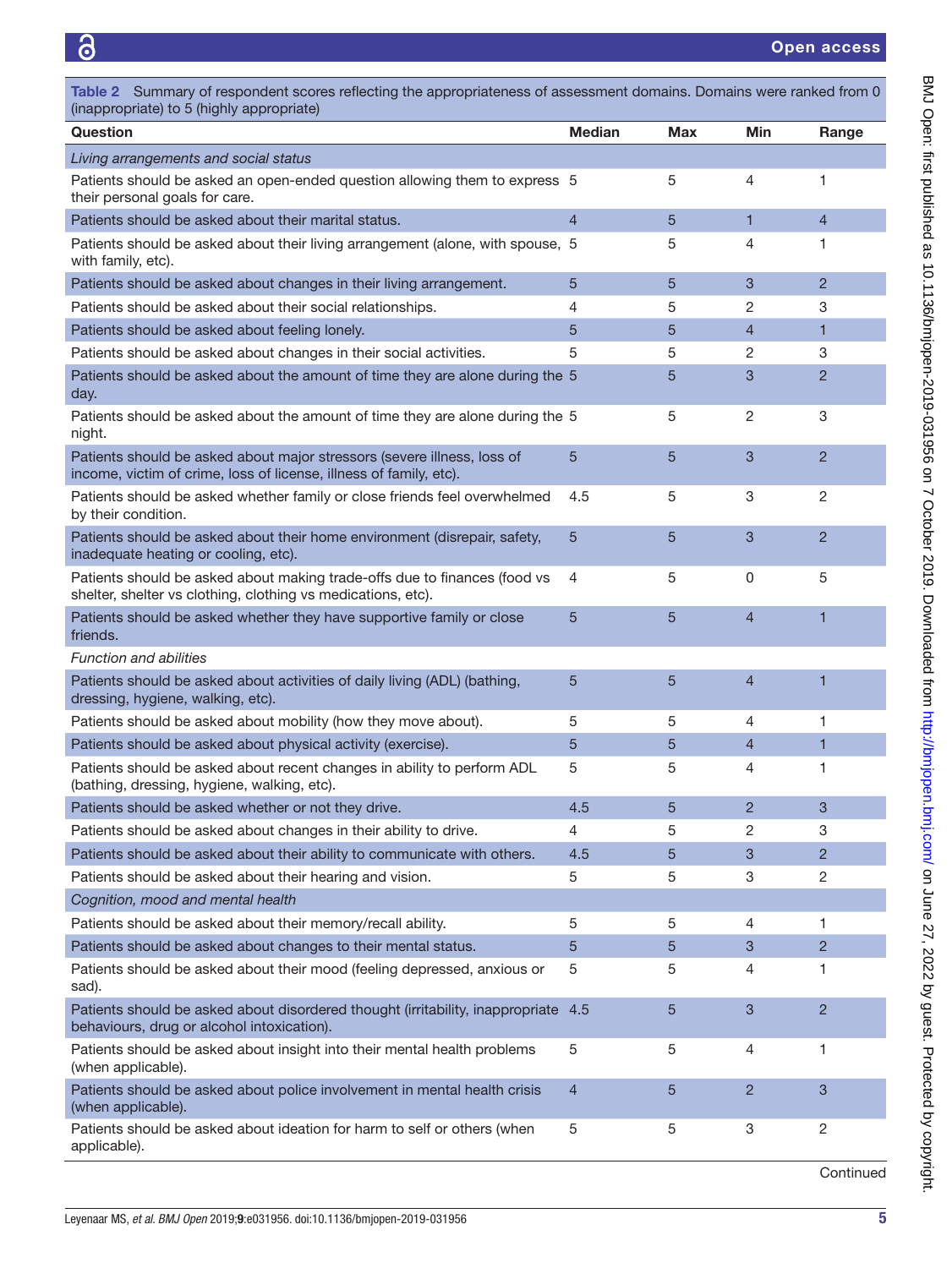**Table 2** Summary of respondent scores reflecting the appropriateness of assessment domains. Domains were ranked from 0 (inappropriate) to 5 (highly appropriate)

| Question | Median | Max | Min | Range |
|---|---|---|---|---|
| *Living arrangements and social status* | | | | |
| Patients should be asked an open-ended question allowing them to express their personal goals for care. | 5 | 5 | 4 | 1 |
| Patients should be asked about their marital status. | 4 | 5 | 1 | 4 |
| Patients should be asked about their living arrangement (alone, with spouse, with family, etc). | 5 | 5 | 4 | 1 |
| Patients should be asked about changes in their living arrangement. | 5 | 5 | 3 | 2 |
| Patients should be asked about their social relationships. | 4 | 5 | 2 | 3 |
| Patients should be asked about feeling lonely. | 5 | 5 | 4 | 1 |
| Patients should be asked about changes in their social activities. | 5 | 5 | 2 | 3 |
| Patients should be asked about the amount of time they are alone during the day. | 5 | 5 | 3 | 2 |
| Patients should be asked about the amount of time they are alone during the night. | 5 | 5 | 2 | 3 |
| Patients should be asked about major stressors (severe illness, loss of income, victim of crime, loss of license, illness of family, etc). | 5 | 5 | 3 | 2 |
| Patients should be asked whether family or close friends feel overwhelmed by their condition. | 4.5 | 5 | 3 | 2 |
| Patients should be asked about their home environment (disrepair, safety, inadequate heating or cooling, etc). | 5 | 5 | 3 | 2 |
| Patients should be asked about making trade-offs due to finances (food vs shelter, shelter vs clothing, clothing vs medications, etc). | 4 | 5 | 0 | 5 |
| Patients should be asked whether they have supportive family or close friends. | 5 | 5 | 4 | 1 |
| *Function and abilities* | | | | |
| Patients should be asked about activities of daily living (ADL) (bathing, dressing, hygiene, walking, etc). | 5 | 5 | 4 | 1 |
| Patients should be asked about mobility (how they move about). | 5 | 5 | 4 | 1 |
| Patients should be asked about physical activity (exercise). | 5 | 5 | 4 | 1 |
| Patients should be asked about recent changes in ability to perform ADL (bathing, dressing, hygiene, walking, etc). | 5 | 5 | 4 | 1 |
| Patients should be asked whether or not they drive. | 4.5 | 5 | 2 | 3 |
| Patients should be asked about changes in their ability to drive. | 4 | 5 | 2 | 3 |
| Patients should be asked about their ability to communicate with others. | 4.5 | 5 | 3 | 2 |
| Patients should be asked about their hearing and vision. | 5 | 5 | 3 | 2 |
| *Cognition, mood and mental health* | | | | |
| Patients should be asked about their memory/recall ability. | 5 | 5 | 4 | 1 |
| Patients should be asked about changes to their mental status. | 5 | 5 | 3 | 2 |
| Patients should be asked about their mood (feeling depressed, anxious or sad). | 5 | 5 | 4 | 1 |
| Patients should be asked about disordered thought (irritability, inappropriate behaviours, drug or alcohol intoxication). | 4.5 | 5 | 3 | 2 |
| Patients should be asked about insight into their mental health problems (when applicable). | 5 | 5 | 4 | 1 |
| Patients should be asked about police involvement in mental health crisis (when applicable). | 4 | 5 | 2 | 3 |
| Patients should be asked about ideation for harm to self or others (when applicable). | 5 | 5 | 3 | 2 |

Continued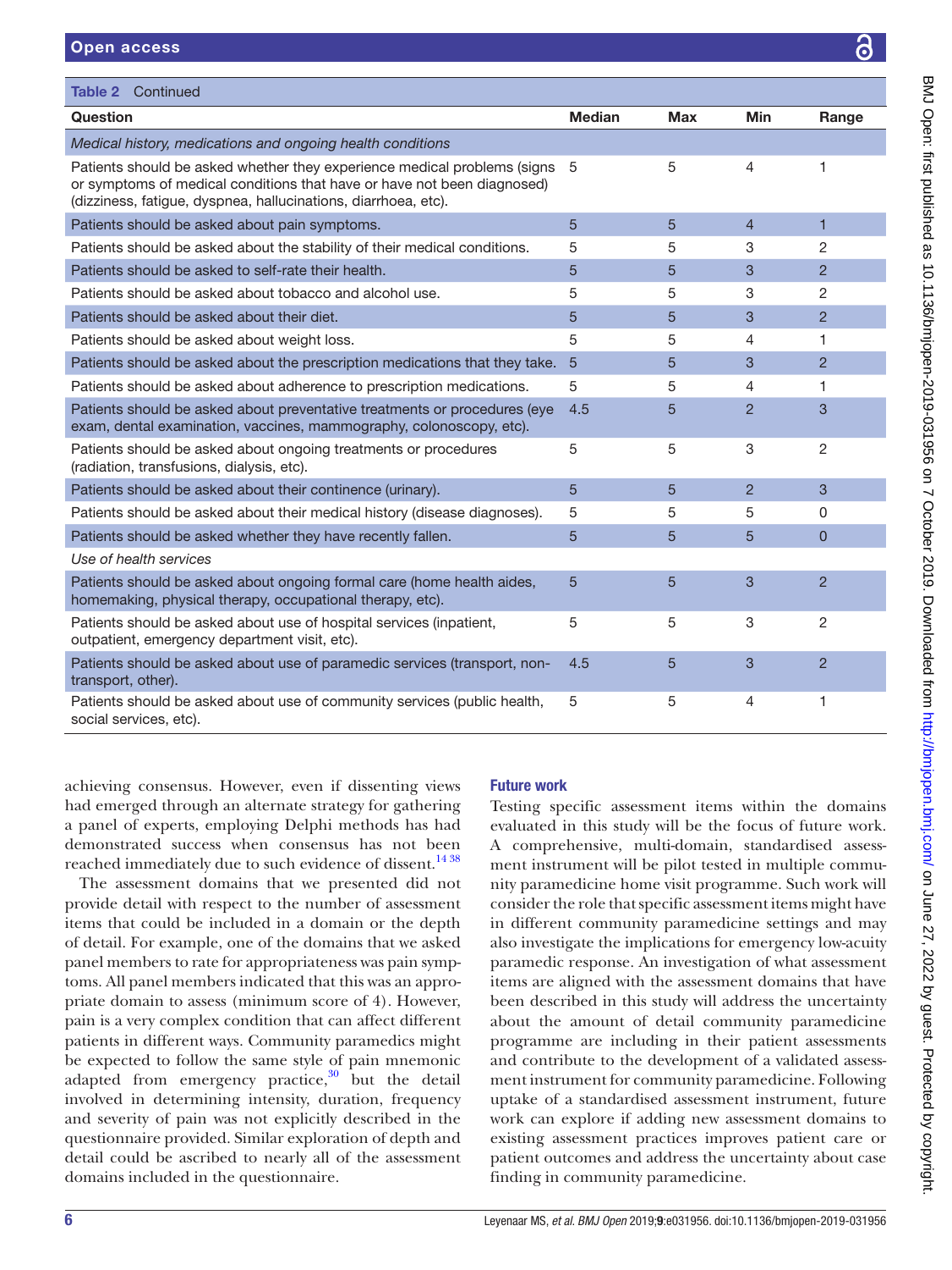**Table 2** Continued

| Question | Median | Max | Min | Range |
|---|---|---|---|---|
| *Medical history, medications and ongoing health conditions* | | | | |
| Patients should be asked whether they experience medical problems (signs or symptoms of medical conditions that have or have not been diagnosed) (dizziness, fatigue, dyspnea, hallucinations, diarrhoea, etc). | 5 | 5 | 4 | 1 |
| Patients should be asked about pain symptoms. | 5 | 5 | 4 | 1 |
| Patients should be asked about the stability of their medical conditions. | 5 | 5 | 3 | 2 |
| Patients should be asked to self-rate their health. | 5 | 5 | 3 | 2 |
| Patients should be asked about tobacco and alcohol use. | 5 | 5 | 3 | 2 |
| Patients should be asked about their diet. | 5 | 5 | 3 | 2 |
| Patients should be asked about weight loss. | 5 | 5 | 4 | 1 |
| Patients should be asked about the prescription medications that they take. | 5 | 5 | 3 | 2 |
| Patients should be asked about adherence to prescription medications. | 5 | 5 | 4 | 1 |
| Patients should be asked about preventative treatments or procedures (eye exam, dental examination, vaccines, mammography, colonoscopy, etc). | 4.5 | 5 | 2 | 3 |
| Patients should be asked about ongoing treatments or procedures (radiation, transfusions, dialysis, etc). | 5 | 5 | 3 | 2 |
| Patients should be asked about their continence (urinary). | 5 | 5 | 2 | 3 |
| Patients should be asked about their medical history (disease diagnoses). | 5 | 5 | 5 | 0 |
| Patients should be asked whether they have recently fallen. | 5 | 5 | 5 | 0 |
| *Use of health services* | | | | |
| Patients should be asked about ongoing formal care (home health aides, homemaking, physical therapy, occupational therapy, etc). | 5 | 5 | 3 | 2 |
| Patients should be asked about use of hospital services (inpatient, outpatient, emergency department visit, etc). | 5 | 5 | 3 | 2 |
| Patients should be asked about use of paramedic services (transport, non-transport, other). | 4.5 | 5 | 3 | 2 |
| Patients should be asked about use of community services (public health, social services, etc). | 5 | 5 | 4 | 1 |

achieving consensus. However, even if dissenting views had emerged through an alternate strategy for gathering a panel of experts, employing Delphi methods has had demonstrated success when consensus has not been reached immediately due to such evidence of dissent.[14,38]

The assessment domains that we presented did not provide detail with respect to the number of assessment items that could be included in a domain or the depth of detail. For example, one of the domains that we asked panel members to rate for appropriateness was pain symptoms. All panel members indicated that this was an appropriate domain to assess (minimum score of 4). However, pain is a very complex condition that can affect different patients in different ways. Community paramedics might be expected to follow the same style of pain mnemonic adapted from emergency practice,[30] but the detail involved in determining intensity, duration, frequency and severity of pain was not explicitly described in the questionnaire provided. Similar exploration of depth and detail could be ascribed to nearly all of the assessment domains included in the questionnaire.

## Future work

Testing specific assessment items within the domains evaluated in this study will be the focus of future work. A comprehensive, multi-domain, standardised assessment instrument will be pilot tested in multiple community paramedicine home visit programme. Such work will consider the role that specific assessment items might have in different community paramedicine settings and may also investigate the implications for emergency low-acuity paramedic response. An investigation of what assessment items are aligned with the assessment domains that have been described in this study will address the uncertainty about the amount of detail community paramedicine programme are including in their patient assessments and contribute to the development of a validated assessment instrument for community paramedicine. Following uptake of a standardised assessment instrument, future work can explore if adding new assessment domains to existing assessment practices improves patient care or patient outcomes and address the uncertainty about case finding in community paramedicine.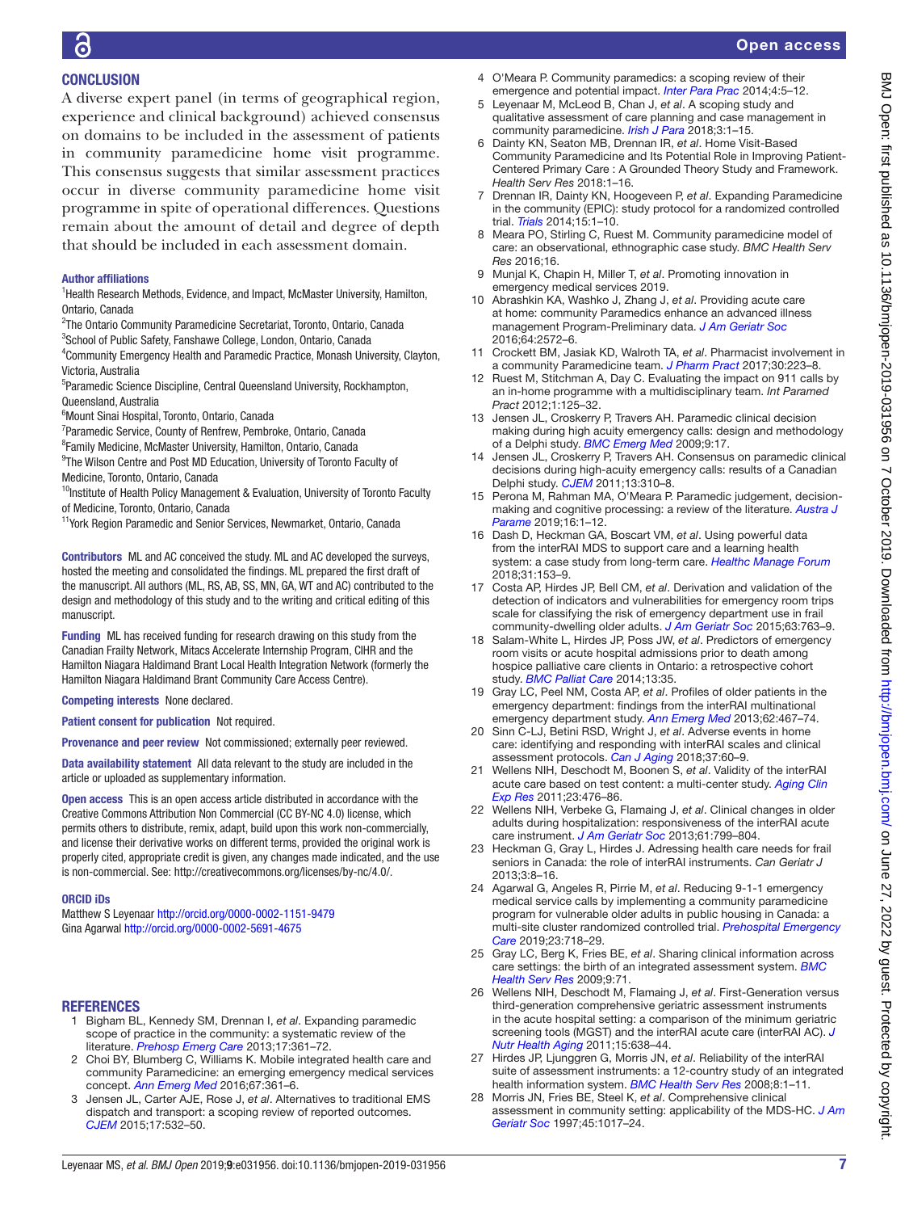## CONCLUSION

A diverse expert panel (in terms of geographical region, experience and clinical background) achieved consensus on domains to be included in the assessment of patients in community paramedicine home visit programme. This consensus suggests that similar assessment practices occur in diverse community paramedicine home visit programme in spite of operational differences. Questions remain about the amount of detail and degree of depth that should be included in each assessment domain.

### Author affiliations

[1]Health Research Methods, Evidence, and Impact, McMaster University, Hamilton, Ontario, Canada
[2]The Ontario Community Paramedicine Secretariat, Toronto, Ontario, Canada
[3]School of Public Safety, Fanshawe College, London, Ontario, Canada
[4]Community Emergency Health and Paramedic Practice, Monash University, Clayton, Victoria, Australia
[5]Paramedic Science Discipline, Central Queensland University, Rockhampton, Queensland, Australia
[6]Mount Sinai Hospital, Toronto, Ontario, Canada
[7]Paramedic Service, County of Renfrew, Pembroke, Ontario, Canada
[8]Family Medicine, McMaster University, Hamilton, Ontario, Canada
[9]The Wilson Centre and Post MD Education, University of Toronto Faculty of Medicine, Toronto, Ontario, Canada
[10]Institute of Health Policy Management & Evaluation, University of Toronto Faculty of Medicine, Toronto, Ontario, Canada
[11]York Region Paramedic and Senior Services, Newmarket, Ontario, Canada

**Contributors** ML and AC conceived the study. ML and AC developed the surveys, hosted the meeting and consolidated the findings. ML prepared the first draft of the manuscript. All authors (ML, RS, AB, SS, MN, GA, WT and AC) contributed to the design and methodology of this study and to the writing and critical editing of this manuscript.

**Funding** ML has received funding for research drawing on this study from the Canadian Frailty Network, Mitacs Accelerate Internship Program, CIHR and the Hamilton Niagara Haldimand Brant Local Health Integration Network (formerly the Hamilton Niagara Haldimand Brant Community Care Access Centre).

**Competing interests** None declared.

**Patient consent for publication** Not required.

**Provenance and peer review** Not commissioned; externally peer reviewed.

**Data availability statement** All data relevant to the study are included in the article or uploaded as supplementary information.

**Open access** This is an open access article distributed in accordance with the Creative Commons Attribution Non Commercial (CC BY-NC 4.0) license, which permits others to distribute, remix, adapt, build upon this work non-commercially, and license their derivative works on different terms, provided the original work is properly cited, appropriate credit is given, any changes made indicated, and the use is non-commercial. See: http://creativecommons.org/licenses/by-nc/4.0/.

### ORCID iDs

Matthew S Leyenaar http://orcid.org/0000-0002-1151-9479
Gina Agarwal http://orcid.org/0000-0002-5691-4675

## REFERENCES

1. Bigham BL, Kennedy SM, Drennan I, *et al*. Expanding paramedic scope of practice in the community: a systematic review of the literature. *Prehosp Emerg Care* 2013;17:361–72.
2. Choi BY, Blumberg C, Williams K. Mobile integrated health care and community Paramedicine: an emerging emergency medical services concept. *Ann Emerg Med* 2016;67:361–6.
3. Jensen JL, Carter AJE, Rose J, *et al*. Alternatives to traditional EMS dispatch and transport: a scoping review of reported outcomes. *CJEM* 2015;17:532–50.
4. O'Meara P. Community paramedics: a scoping review of their emergence and potential impact. *Inter Para Prac* 2014;4:5–12.
5. Leyenaar M, McLeod B, Chan J, *et al*. A scoping study and qualitative assessment of care planning and case management in community paramedicine. *Irish J Para* 2018;3:1–15.
6. Dainty KN, Seaton MB, Drennan IR, *et al*. Home Visit-Based Community Paramedicine and Its Potential Role in Improving Patient-Centered Primary Care : A Grounded Theory Study and Framework. *Health Serv Res* 2018:1–16.
7. Drennan IR, Dainty KN, Hoogeveen P, *et al*. Expanding Paramedicine in the community (EPIC): study protocol for a randomized controlled trial. *Trials* 2014;15:1–10.
8. Meara PO, Stirling C, Ruest M. Community paramedicine model of care: an observational, ethnographic case study. *BMC Health Serv Res* 2016;16.
9. Munjal K, Chapin H, Miller T, *et al*. Promoting innovation in emergency medical services 2019.
10. Abrashkin KA, Washko J, Zhang J, *et al*. Providing acute care at home: community Paramedics enhance an advanced illness management Program-Preliminary data. *J Am Geriatr Soc* 2016;64:2572–6.
11. Crockett BM, Jasiak KD, Walroth TA, *et al*. Pharmacist involvement in a community Paramedicine team. *J Pharm Pract* 2017;30:223–8.
12. Ruest M, Stitchman A, Day C. Evaluating the impact on 911 calls by an in-home programme with a multidisciplinary team. *Int Paramed Pract* 2012;1:125–32.
13. Jensen JL, Croskerry P, Travers AH. Paramedic clinical decision making during high acuity emergency calls: design and methodology of a Delphi study. *BMC Emerg Med* 2009;9:17.
14. Jensen JL, Croskerry P, Travers AH. Consensus on paramedic clinical decisions during high-acuity emergency calls: results of a Canadian Delphi study. *CJEM* 2011;13:310–8.
15. Perona M, Rahman MA, O'Meara P. Paramedic judgement, decision-making and cognitive processing: a review of the literature. *Austra J Parame* 2019;16:1–12.
16. Dash D, Heckman GA, Boscart VM, *et al*. Using powerful data from the interRAI MDS to support care and a learning health system: a case study from long-term care. *Healthc Manage Forum* 2018;31:153–9.
17. Costa AP, Hirdes JP, Bell CM, *et al*. Derivation and validation of the detection of indicators and vulnerabilities for emergency room trips scale for classifying the risk of emergency department use in frail community-dwelling older adults. *J Am Geriatr Soc* 2015;63:763–9.
18. Salam-White L, Hirdes JP, Poss JW, *et al*. Predictors of emergency room visits or acute hospital admissions prior to death among hospice palliative care clients in Ontario: a retrospective cohort study. *BMC Palliat Care* 2014;13:35.
19. Gray LC, Peel NM, Costa AP, *et al*. Profiles of older patients in the emergency department: findings from the interRAI multinational emergency department study. *Ann Emerg Med* 2013;62:467–74.
20. Sinn C-LJ, Betini RSD, Wright J, *et al*. Adverse events in home care: identifying and responding with interRAI scales and clinical assessment protocols. *Can J Aging* 2018;37:60–9.
21. Wellens NIH, Deschodt M, Boonen S, *et al*. Validity of the interRAI acute care based on test content: a multi-center study. *Aging Clin Exp Res* 2011;23:476–86.
22. Wellens NIH, Verbeke G, Flamaing J, *et al*. Clinical changes in older adults during hospitalization: responsiveness of the interRAI acute care instrument. *J Am Geriatr Soc* 2013;61:799–804.
23. Heckman G, Gray L, Hirdes J. Adressing health care needs for frail seniors in Canada: the role of interRAI instruments. *Can Geriatr J* 2013;3:8–16.
24. Agarwal G, Angeles R, Pirrie M, *et al*. Reducing 9-1-1 emergency medical service calls by implementing a community paramedicine program for vulnerable older adults in public housing in Canada: a multi-site cluster randomized controlled trial. *Prehospital Emergency Care* 2019;23:718–29.
25. Gray LC, Berg K, Fries BE, *et al*. Sharing clinical information across care settings: the birth of an integrated assessment system. *BMC Health Serv Res* 2009;9:71.
26. Wellens NIH, Deschodt M, Flamaing J, *et al*. First-Generation versus third-generation comprehensive geriatric assessment instruments in the acute hospital setting: a comparison of the minimum geriatric screening tools (MGST) and the interRAI acute care (interRAI AC). *J Nutr Health Aging* 2011;15:638–44.
27. Hirdes JP, Ljunggren G, Morris JN, *et al*. Reliability of the interRAI suite of assessment instruments: a 12-country study of an integrated health information system. *BMC Health Serv Res* 2008;8:1–11.
28. Morris JN, Fries BE, Steel K, *et al*. Comprehensive clinical assessment in community setting: applicability of the MDS-HC. *J Am Geriatr Soc* 1997;45:1017–24.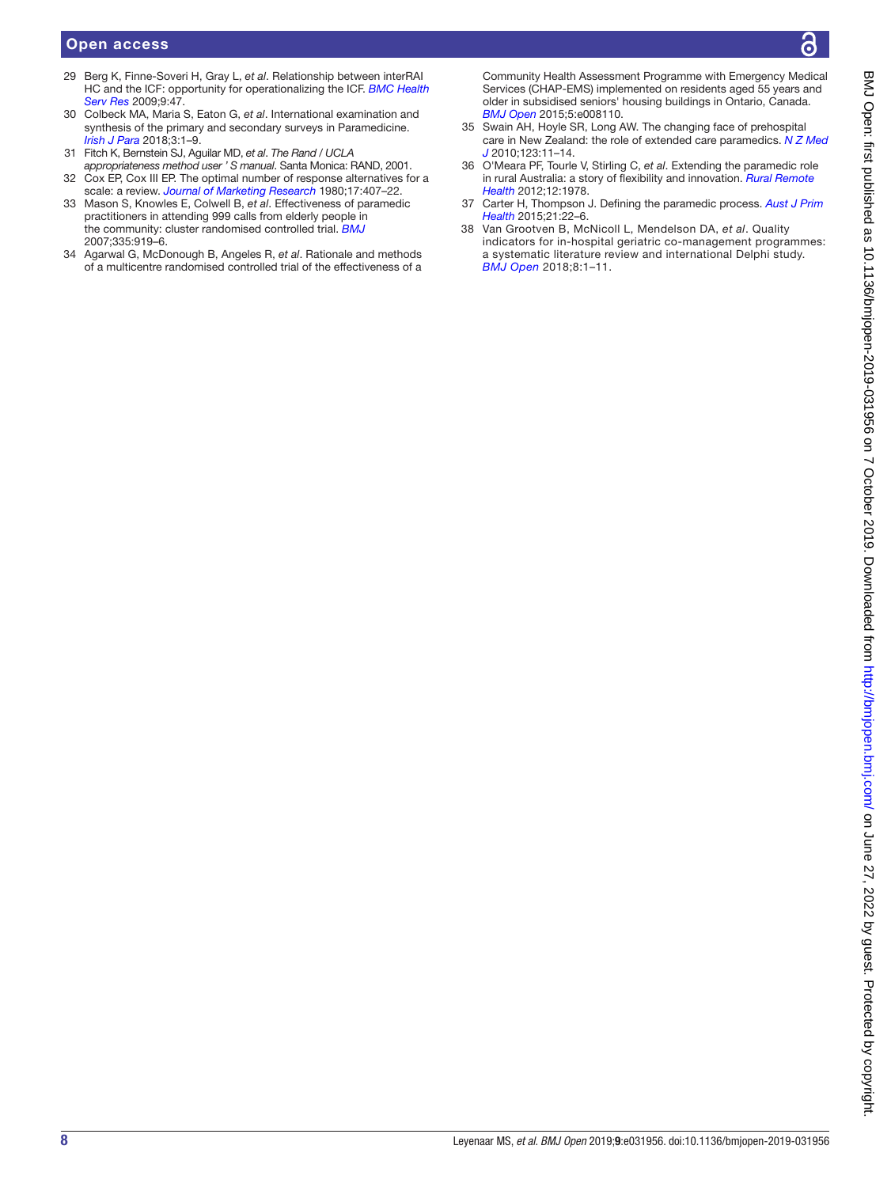29 Berg K, Finne-Soveri H, Gray L, *et al*. Relationship between interRAI HC and the ICF: opportunity for operationalizing the ICF. *BMC Health Serv Res* 2009;9:47.
30 Colbeck MA, Maria S, Eaton G, *et al*. International examination and synthesis of the primary and secondary surveys in Paramedicine. *Irish J Para* 2018;3:1–9.
31 Fitch K, Bernstein SJ, Aguilar MD, *et al*. *The Rand / UCLA appropriateness method user ' S manual*. Santa Monica: RAND, 2001.
32 Cox EP, Cox III EP. The optimal number of response alternatives for a scale: a review. *Journal of Marketing Research* 1980;17:407–22.
33 Mason S, Knowles E, Colwell B, *et al*. Effectiveness of paramedic practitioners in attending 999 calls from elderly people in the community: cluster randomised controlled trial. *BMJ* 2007;335:919–6.
34 Agarwal G, McDonough B, Angeles R, *et al*. Rationale and methods of a multicentre randomised controlled trial of the effectiveness of a Community Health Assessment Programme with Emergency Medical Services (CHAP-EMS) implemented on residents aged 55 years and older in subsidised seniors' housing buildings in Ontario, Canada. *BMJ Open* 2015;5:e008110.
35 Swain AH, Hoyle SR, Long AW. The changing face of prehospital care in New Zealand: the role of extended care paramedics. *N Z Med J* 2010;123:11–14.
36 O'Meara PF, Tourle V, Stirling C, *et al*. Extending the paramedic role in rural Australia: a story of flexibility and innovation. *Rural Remote Health* 2012;12:1978.
37 Carter H, Thompson J. Defining the paramedic process. *Aust J Prim Health* 2015;21:22–6.
38 Van Grootven B, McNicoll L, Mendelson DA, *et al*. Quality indicators for in-hospital geriatric co-management programmes: a systematic literature review and international Delphi study. *BMJ Open* 2018;8:1–11.